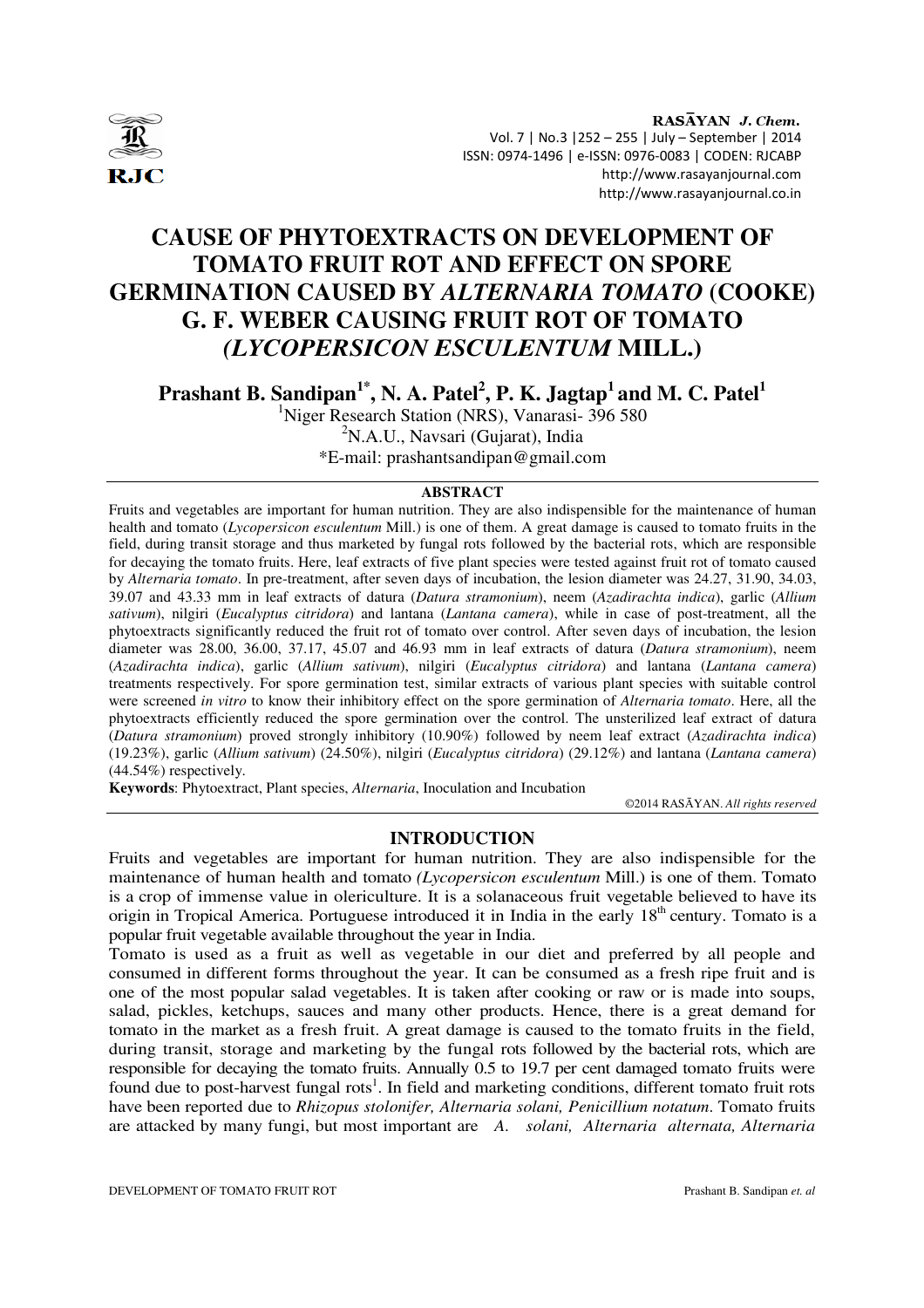# CAUSE OF PHYTOEXTRACTS ON DEVELOPMENT OF TOMATO FRUIT ROT AND EFFECT ON SPORE GERMINATION CAUSED BY *ALTERNARIA TOMATO* (COOKE) G. F. WEBER CAUSING FRUIT ROT OF TOMATO *(LYCOPERSICON ESCULENTUM* MILL.)

**Prashant B. Sandipan[1*], N. A. Patel[2], P. K. Jagtap[1] and M. C. Patel[1]**

[1]Niger Research Station (NRS), Vanarasi- 396 580

[2]N.A.U., Navsari (Gujarat), India

*E-mail: prashantsandipan@gmail.com

## ABSTRACT

Fruits and vegetables are important for human nutrition. They are also indispensible for the maintenance of human health and tomato (*Lycopersicon esculentum* Mill.) is one of them. A great damage is caused to tomato fruits in the field, during transit storage and thus marketed by fungal rots followed by the bacterial rots, which are responsible for decaying the tomato fruits. Here, leaf extracts of five plant species were tested against fruit rot of tomato caused by *Alternaria tomato*. In pre-treatment, after seven days of incubation, the lesion diameter was 24.27, 31.90, 34.03, 39.07 and 43.33 mm in leaf extracts of datura (*Datura stramonium*), neem (*Azadirachta indica*), garlic (*Allium sativum*), nilgiri (*Eucalyptus citridora*) and lantana (*Lantana camera*), while in case of post-treatment, all the phytoextracts significantly reduced the fruit rot of tomato over control. After seven days of incubation, the lesion diameter was 28.00, 36.00, 37.17, 45.07 and 46.93 mm in leaf extracts of datura (*Datura stramonium*), neem (*Azadirachta indica*), garlic (*Allium sativum*), nilgiri (*Eucalyptus citridora*) and lantana (*Lantana camera*) treatments respectively. For spore germination test, similar extracts of various plant species with suitable control were screened *in vitro* to know their inhibitory effect on the spore germination of *Alternaria tomato*. Here, all the phytoextracts efficiently reduced the spore germination over the control. The unsterilized leaf extract of datura (*Datura stramonium*) proved strongly inhibitory (10.90%) followed by neem leaf extract (*Azadirachta indica*) (19.23%), garlic (*Allium sativum*) (24.50%), nilgiri (*Eucalyptus citridora*) (29.12%) and lantana (*Lantana camera*) (44.54%) respectively.

**Keywords**: Phytoextract, Plant species, *Alternaria*, Inoculation and Incubation

©2014 RASĀYAN. *All rights reserved*

## INTRODUCTION

Fruits and vegetables are important for human nutrition. They are also indispensible for the maintenance of human health and tomato *(Lycopersicon esculentum* Mill.) is one of them. Tomato is a crop of immense value in olericulture. It is a solanaceous fruit vegetable believed to have its origin in Tropical America. Portuguese introduced it in India in the early 18th century. Tomato is a popular fruit vegetable available throughout the year in India.

Tomato is used as a fruit as well as vegetable in our diet and preferred by all people and consumed in different forms throughout the year. It can be consumed as a fresh ripe fruit and is one of the most popular salad vegetables. It is taken after cooking or raw or is made into soups, salad, pickles, ketchups, sauces and many other products. Hence, there is a great demand for tomato in the market as a fresh fruit. A great damage is caused to the tomato fruits in the field, during transit, storage and marketing by the fungal rots followed by the bacterial rots, which are responsible for decaying the tomato fruits. Annually 0.5 to 19.7 per cent damaged tomato fruits were found due to post-harvest fungal rots[1]. In field and marketing conditions, different tomato fruit rots have been reported due to *Rhizopus stolonifer, Alternaria solani, Penicillium notatum*. Tomato fruits are attacked by many fungi, but most important are *A. solani, Alternaria alternata, Alternaria*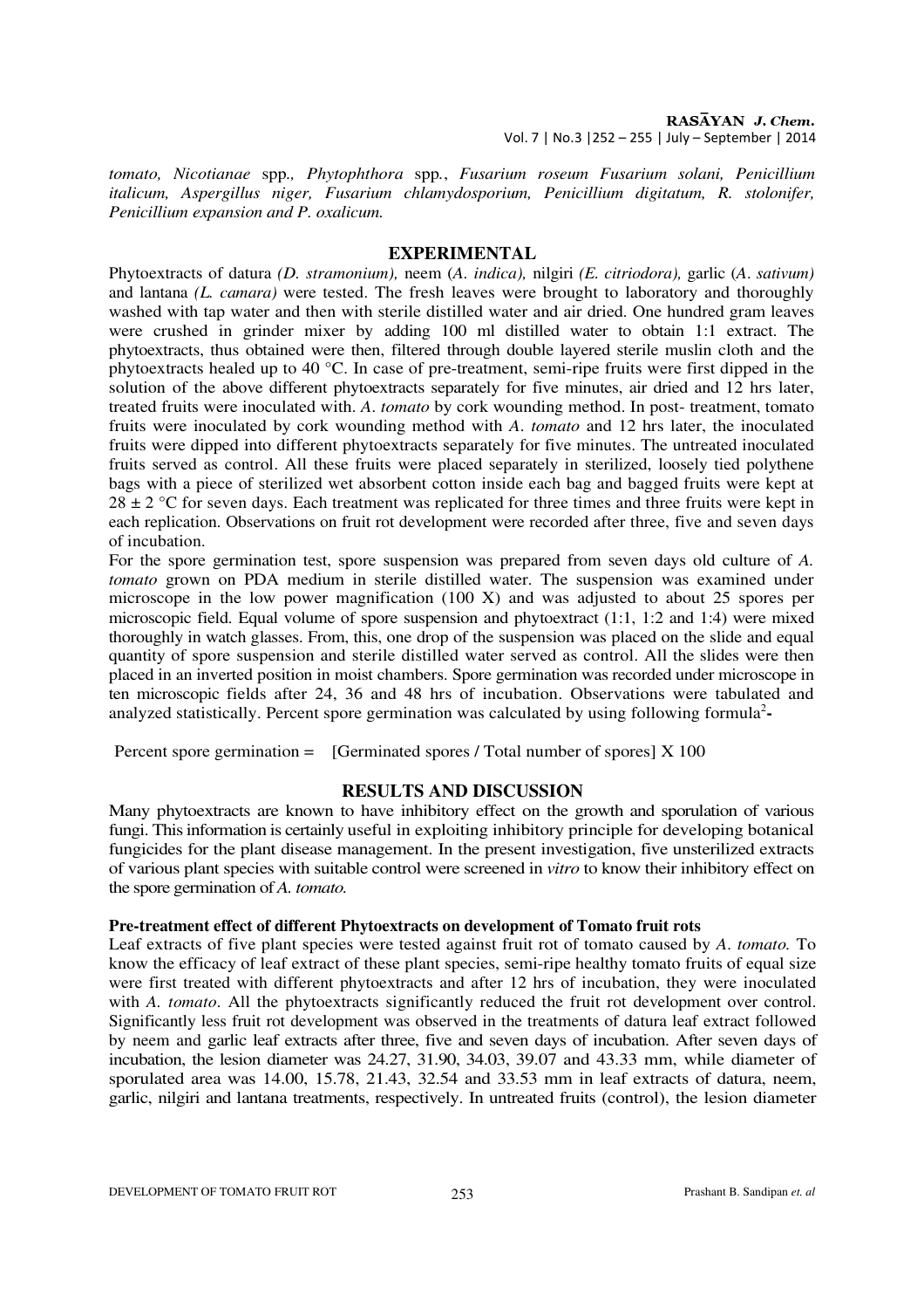*tomato, Nicotianae* spp*., Phytophthora* spp*.*, *Fusarium roseum Fusarium solani, Penicillium italicum, Aspergillus niger, Fusarium chlamydosporium, Penicillium digitatum, R. stolonifer, Penicillium expansion and P. oxalicum.*

## EXPERIMENTAL

Phytoextracts of datura *(D. stramonium),* neem (*A. indica),* nilgiri *(E. citriodora),* garlic (*A. sativum)* and lantana *(L. camara)* were tested. The fresh leaves were brought to laboratory and thoroughly washed with tap water and then with sterile distilled water and air dried. One hundred gram leaves were crushed in grinder mixer by adding 100 ml distilled water to obtain 1:1 extract. The phytoextracts, thus obtained were then, filtered through double layered sterile muslin cloth and the phytoextracts healed up to 40 °C. In case of pre-treatment, semi-ripe fruits were first dipped in the solution of the above different phytoextracts separately for five minutes, air dried and 12 hrs later, treated fruits were inoculated with. *A. tomato* by cork wounding method. In post- treatment, tomato fruits were inoculated by cork wounding method with *A. tomato* and 12 hrs later, the inoculated fruits were dipped into different phytoextracts separately for five minutes. The untreated inoculated fruits served as control. All these fruits were placed separately in sterilized, loosely tied polythene bags with a piece of sterilized wet absorbent cotton inside each bag and bagged fruits were kept at 28 ± 2 °C for seven days. Each treatment was replicated for three times and three fruits were kept in each replication. Observations on fruit rot development were recorded after three, five and seven days of incubation.

For the spore germination test, spore suspension was prepared from seven days old culture of *A. tomato* grown on PDA medium in sterile distilled water. The suspension was examined under microscope in the low power magnification (100 X) and was adjusted to about 25 spores per microscopic field. Equal volume of spore suspension and phytoextract (1:1, 1:2 and 1:4) were mixed thoroughly in watch glasses. From, this, one drop of the suspension was placed on the slide and equal quantity of spore suspension and sterile distilled water served as control. All the slides were then placed in an inverted position in moist chambers. Spore germination was recorded under microscope in ten microscopic fields after 24, 36 and 48 hrs of incubation. Observations were tabulated and analyzed statistically. Percent spore germination was calculated by using following formula[2]-

Percent spore germination = [Germinated spores / Total number of spores] X 100

## RESULTS AND DISCUSSION

Many phytoextracts are known to have inhibitory effect on the growth and sporulation of various fungi. This information is certainly useful in exploiting inhibitory principle for developing botanical fungicides for the plant disease management. In the present investigation, five unsterilized extracts of various plant species with suitable control were screened in *vitro* to know their inhibitory effect on the spore germination of *A. tomato.*

### Pre-treatment effect of different Phytoextracts on development of Tomato fruit rots

Leaf extracts of five plant species were tested against fruit rot of tomato caused by *A. tomato.* To know the efficacy of leaf extract of these plant species, semi-ripe healthy tomato fruits of equal size were first treated with different phytoextracts and after 12 hrs of incubation, they were inoculated with *A. tomato*. All the phytoextracts significantly reduced the fruit rot development over control. Significantly less fruit rot development was observed in the treatments of datura leaf extract followed by neem and garlic leaf extracts after three, five and seven days of incubation. After seven days of incubation, the lesion diameter was 24.27, 31.90, 34.03, 39.07 and 43.33 mm, while diameter of sporulated area was 14.00, 15.78, 21.43, 32.54 and 33.53 mm in leaf extracts of datura, neem, garlic, nilgiri and lantana treatments, respectively. In untreated fruits (control), the lesion diameter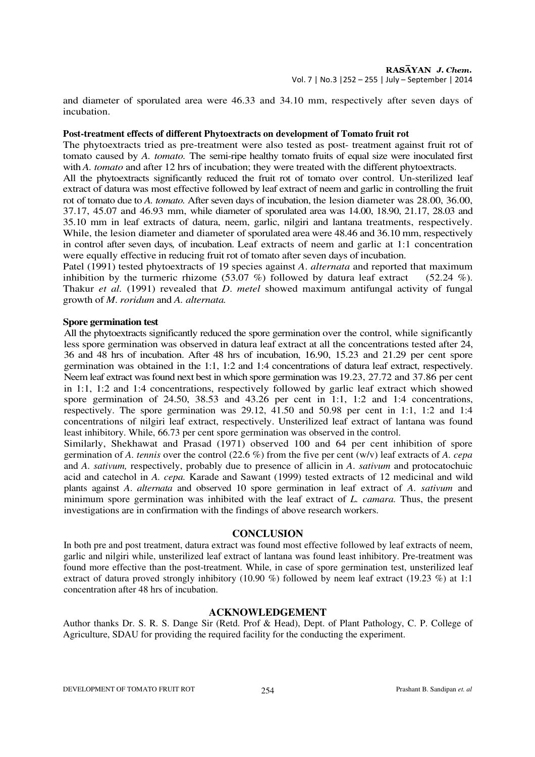and diameter of sporulated area were 46.33 and 34.10 mm, respectively after seven days of incubation.

**Post-treatment effects of different Phytoextracts on development of Tomato fruit rot**

The phytoextracts tried as pre-treatment were also tested as post- treatment against fruit rot of tomato caused by *A. tomato.* The semi-ripe healthy tomato fruits of equal size were inoculated first with *A. tomato* and after 12 hrs of incubation; they were treated with the different phytoextracts.

All the phytoextracts significantly reduced the fruit rot of tomato over control. Un-sterilized leaf extract of datura was most effective followed by leaf extract of neem and garlic in controlling the fruit rot of tomato due to *A. tomato.* After seven days of incubation, the lesion diameter was 28.00, 36.00, 37.17, 45.07 and 46.93 mm, while diameter of sporulated area was 14.00, 18.90, 21.17, 28.03 and 35.10 mm in leaf extracts of datura, neem, garlic, nilgiri and lantana treatments, respectively. While, the lesion diameter and diameter of sporulated area were 48.46 and 36.10 mm, respectively in control after seven days, of incubation. Leaf extracts of neem and garlic at 1:1 concentration were equally effective in reducing fruit rot of tomato after seven days of incubation.

Patel (1991) tested phytoextracts of 19 species against *A. alternata* and reported that maximum inhibition by the turmeric rhizome (53.07 %) followed by datura leaf extract (52.24 %). Thakur *et al.* (1991) revealed that *D. metel* showed maximum antifungal activity of fungal growth of *M. roridum* and *A. alternata.*

**Spore germination test**

All the phytoextracts significantly reduced the spore germination over the control, while significantly less spore germination was observed in datura leaf extract at all the concentrations tested after 24, 36 and 48 hrs of incubation. After 48 hrs of incubation, 16.90, 15.23 and 21.29 per cent spore germination was obtained in the 1:1, 1:2 and 1:4 concentrations of datura leaf extract, respectively. Neem leaf extract was found next best in which spore germination was 19.23, 27.72 and 37.86 per cent in 1:1, 1:2 and 1:4 concentrations, respectively followed by garlic leaf extract which showed spore germination of 24.50, 38.53 and 43.26 per cent in 1:1, 1:2 and 1:4 concentrations, respectively. The spore germination was 29.12, 41.50 and 50.98 per cent in 1:1, 1:2 and 1:4 concentrations of nilgiri leaf extract, respectively. Unsterilized leaf extract of lantana was found least inhibitory. While, 66.73 per cent spore germination was observed in the control.

Similarly, Shekhawat and Prasad (1971) observed 100 and 64 per cent inhibition of spore germination of *A. tennis* over the control (22.6 %) from the five per cent (w/v) leaf extracts of *A. cepa* and *A. sativum,* respectively, probably due to presence of allicin in *A. sativum* and protocatochuic acid and catechol in *A. cepa.* Karade and Sawant (1999) tested extracts of 12 medicinal and wild plants against *A. alternata* and observed 10 spore germination in leaf extract of *A. sativum* and minimum spore germination was inhibited with the leaf extract of *L. camara.* Thus, the present investigations are in confirmation with the findings of above research workers.

## CONCLUSION

In both pre and post treatment, datura extract was found most effective followed by leaf extracts of neem, garlic and nilgiri while, unsterilized leaf extract of lantana was found least inhibitory. Pre-treatment was found more effective than the post-treatment. While, in case of spore germination test, unsterilized leaf extract of datura proved strongly inhibitory (10.90 %) followed by neem leaf extract (19.23 %) at 1:1 concentration after 48 hrs of incubation.

## ACKNOWLEDGEMENT

Author thanks Dr. S. R. S. Dange Sir (Retd. Prof & Head), Dept. of Plant Pathology, C. P. College of Agriculture, SDAU for providing the required facility for the conducting the experiment.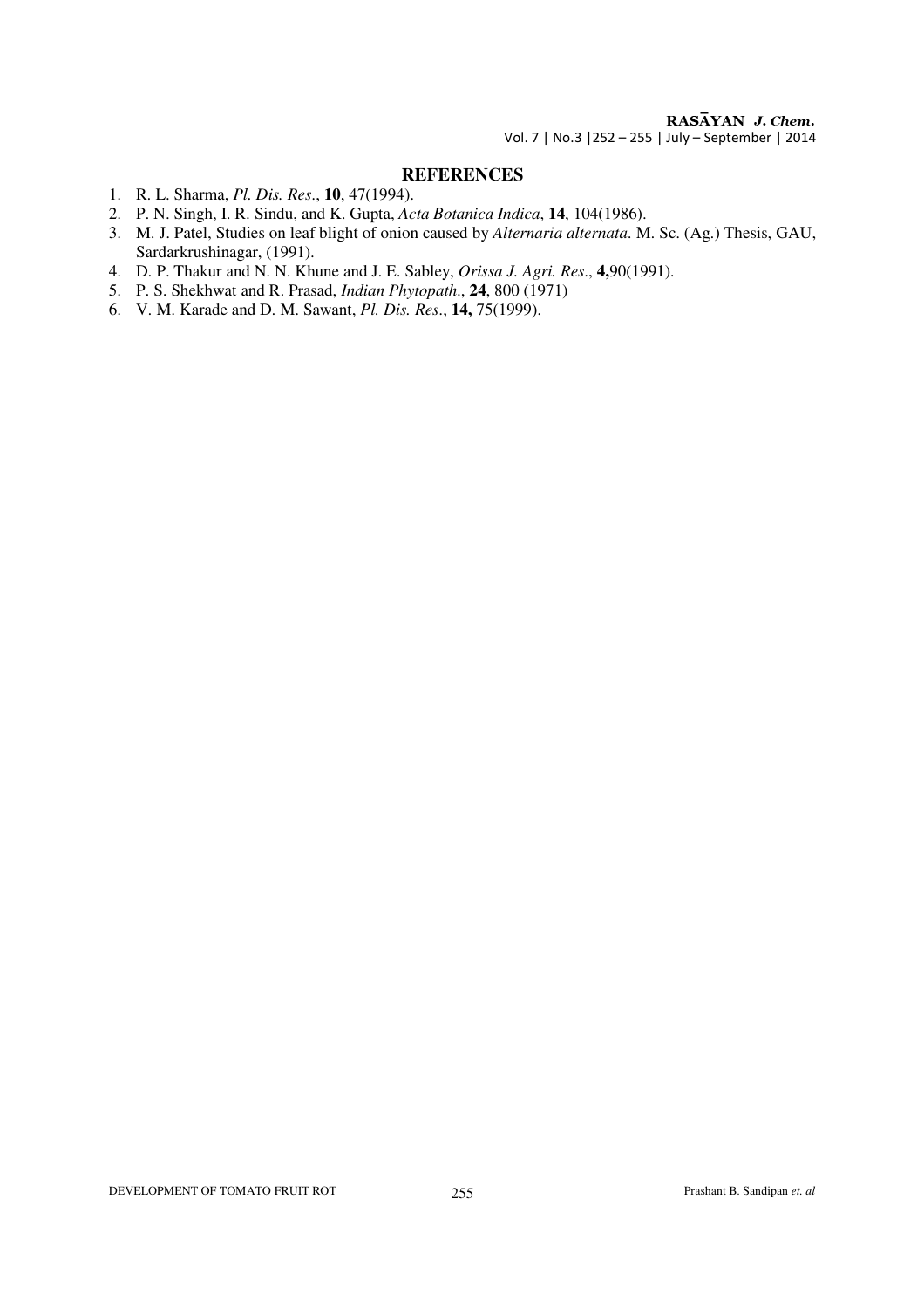## REFERENCES

1. R. L. Sharma, *Pl. Dis. Res*., **10**, 47(1994).
2. P. N. Singh, I. R. Sindu, and K. Gupta, *Acta Botanica Indica*, **14**, 104(1986).
3. M. J. Patel, Studies on leaf blight of onion caused by *Alternaria alternata*. M. Sc. (Ag.) Thesis, GAU, Sardarkrushinagar, (1991).
4. D. P. Thakur and N. N. Khune and J. E. Sabley, *Orissa J. Agri. Res*., **4,**90(1991).
5. P. S. Shekhwat and R. Prasad, *Indian Phytopath*., **24**, 800 (1971)
6. V. M. Karade and D. M. Sawant, *Pl. Dis. Res*., **14,** 75(1999).